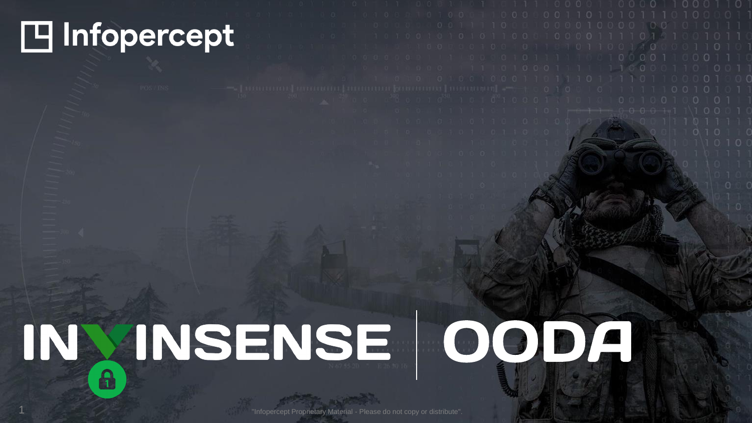Infopercept

# INVINSENSE | OODA

"Infopercept Proprietary Material - Please do not copy or distribute".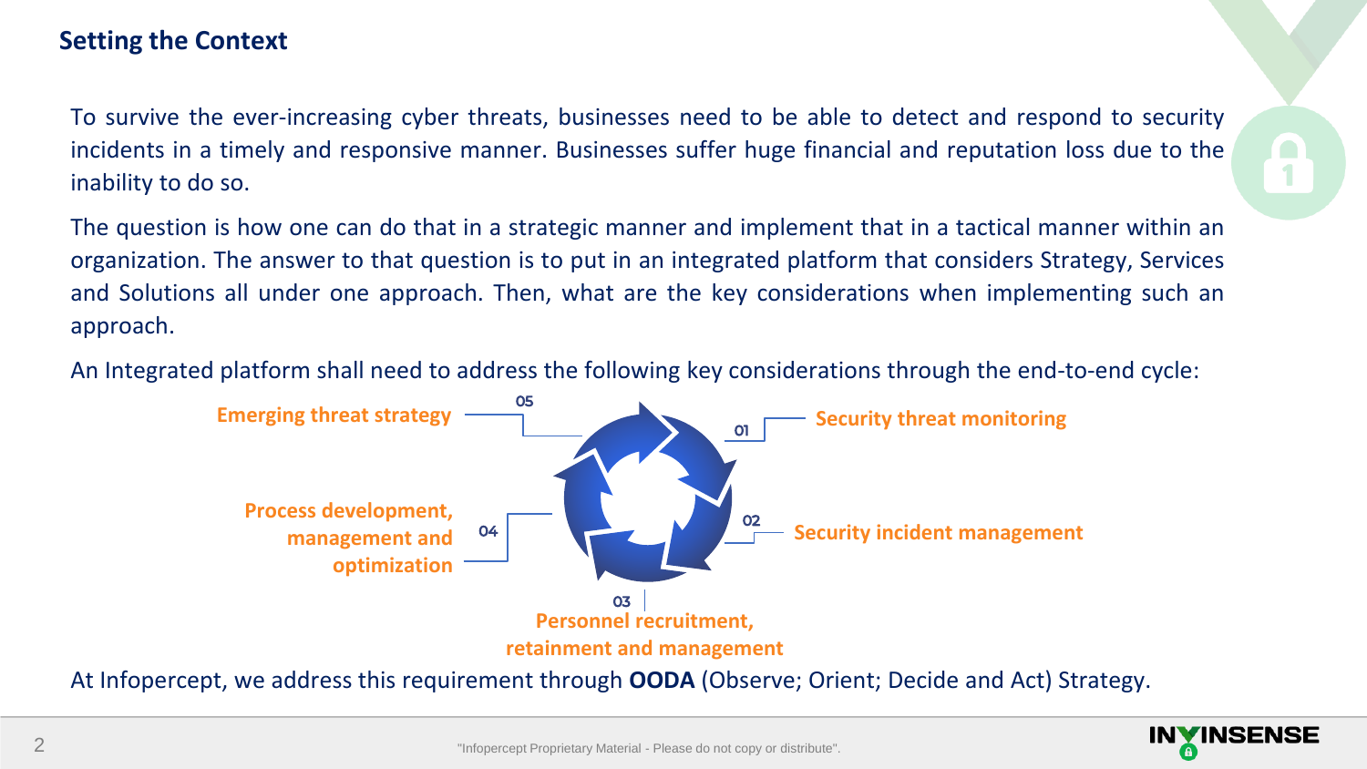## Setting the Context

To survive the ever-increasing cyber threats, businesses need to be able to detect and respond to security incidents in a timely and responsive manner. Businesses suffer huge financial and reputation loss due to the inability to do so.

The question is how one can do that in a strategic manner and implement that in a tactical manner within an organization. The answer to that question is to put in an integrated platform that considers Strategy, Services and Solutions all under one approach. Then, what are the key considerations when implementing such an approach.

An Integrated platform shall need to address the following key considerations through the end-to-end cycle:

- 01 Security threat monitoring
- 02 Security incident management
- 03 Personnel recruitment, retainment and management
- 04 Process development, management and optimization
- 05 Emerging threat strategy

At Infopercept, we address this requirement through **OODA** (Observe; Orient; Decide and Act) Strategy.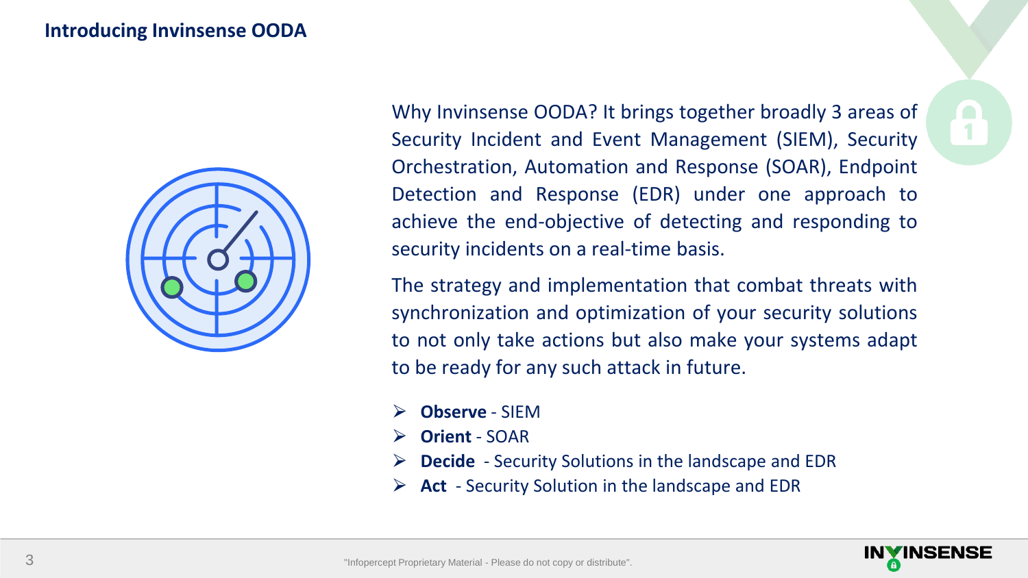## Introducing Invinsense OODA

Why Invinsense OODA? It brings together broadly 3 areas of Security Incident and Event Management (SIEM), Security Orchestration, Automation and Response (SOAR), Endpoint Detection and Response (EDR) under one approach to achieve the end-objective of detecting and responding to security incidents on a real-time basis.

The strategy and implementation that combat threats with synchronization and optimization of your security solutions to not only take actions but also make your systems adapt to be ready for any such attack in future.

- **Observe** - SIEM
- **Orient** - SOAR
- **Decide** - Security Solutions in the landscape and EDR
- **Act** - Security Solution in the landscape and EDR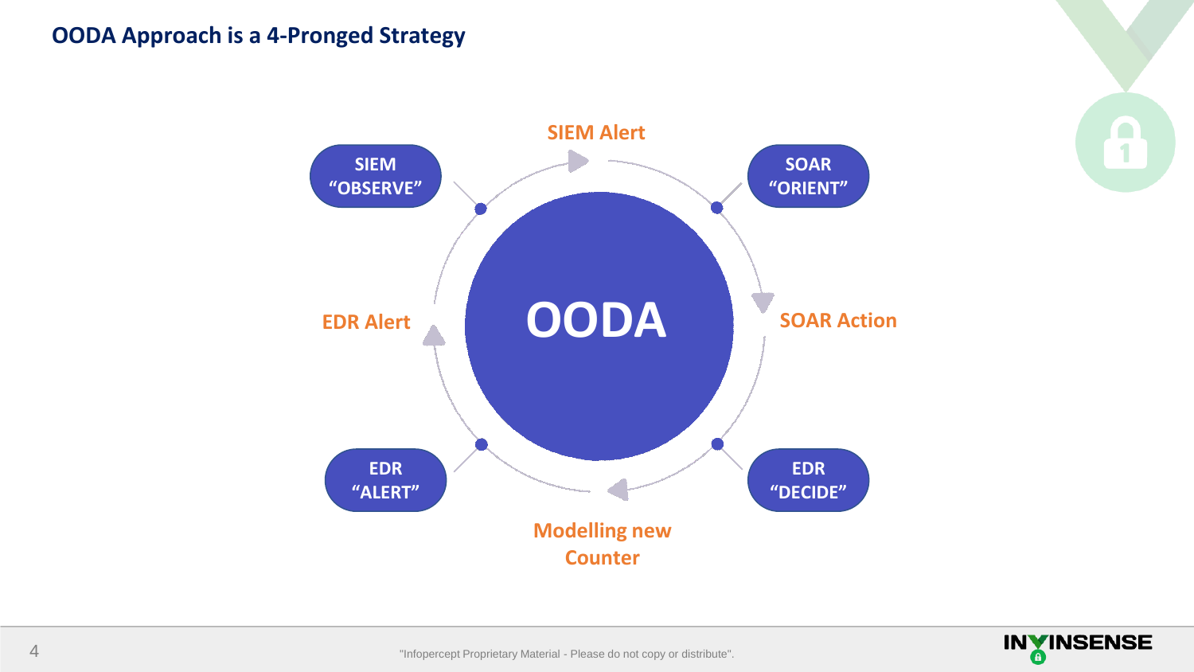# OODA Approach is a 4-Pronged Strategy

**OODA**

- **SIEM "OBSERVE"**
- **SIEM Alert**
- **SOAR "ORIENT"**
- **SOAR Action**
- **EDR "DECIDE"**
- **Modelling new Counter**
- **EDR "ALERT"**
- **EDR Alert**

"Infopercept Proprietary Material - Please do not copy or distribute".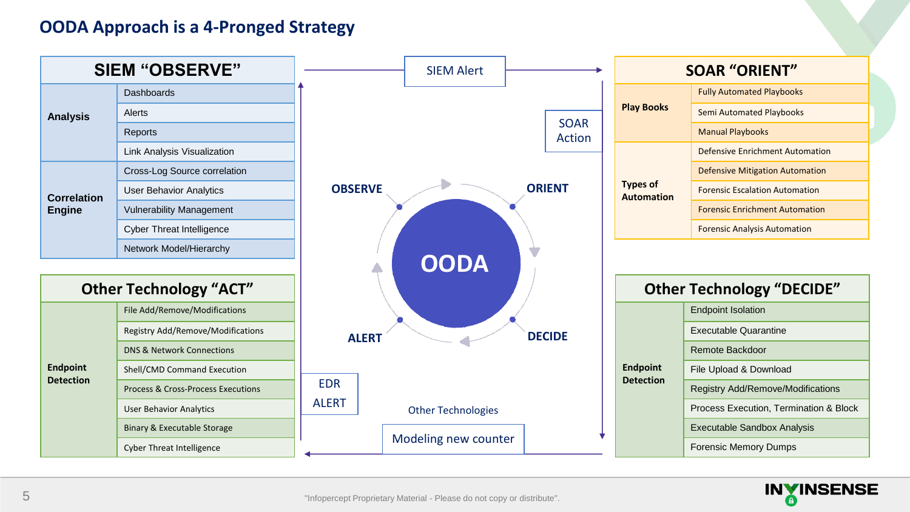# OODA Approach is a 4-Pronged Strategy

| SIEM "OBSERVE" | |
|---|---|
| **Analysis** | Dashboards |
| | Alerts |
| | Reports |
| | Link Analysis Visualization |
| **Correlation Engine** | Cross-Log Source correlation |
| | User Behavior Analytics |
| | Vulnerability Management |
| | Cyber Threat Intelligence |
| | Network Model/Hierarchy |

| SOAR "ORIENT" | |
|---|---|
| **Play Books** | Fully Automated Playbooks |
| | Semi Automated Playbooks |
| | Manual Playbooks |
| **Types of Automation** | Defensive Enrichment Automation |
| | Defensive Mitigation Automation |
| | Forensic Escalation Automation |
| | Forensic Enrichment Automation |
| | Forensic Analysis Automation |

SIEM Alert

SOAR Action

OBSERVE — ORIENT — DECIDE — ALERT

**OODA**

EDR ALERT

Other Technologies

Modeling new counter

| Other Technology "ACT" | |
|---|---|
| **Endpoint Detection** | File Add/Remove/Modifications |
| | Registry Add/Remove/Modifications |
| | DNS & Network Connections |
| | Shell/CMD Command Execution |
| | Process & Cross-Process Executions |
| | User Behavior Analytics |
| | Binary & Executable Storage |
| | Cyber Threat Intelligence |

| Other Technology "DECIDE" | |
|---|---|
| **Endpoint Detection** | Endpoint Isolation |
| | Executable Quarantine |
| | Remote Backdoor |
| | File Upload & Download |
| | Registry Add/Remove/Modifications |
| | Process Execution, Termination & Block |
| | Executable Sandbox Analysis |
| | Forensic Memory Dumps |

"Infopercept Proprietary Material - Please do not copy or distribute".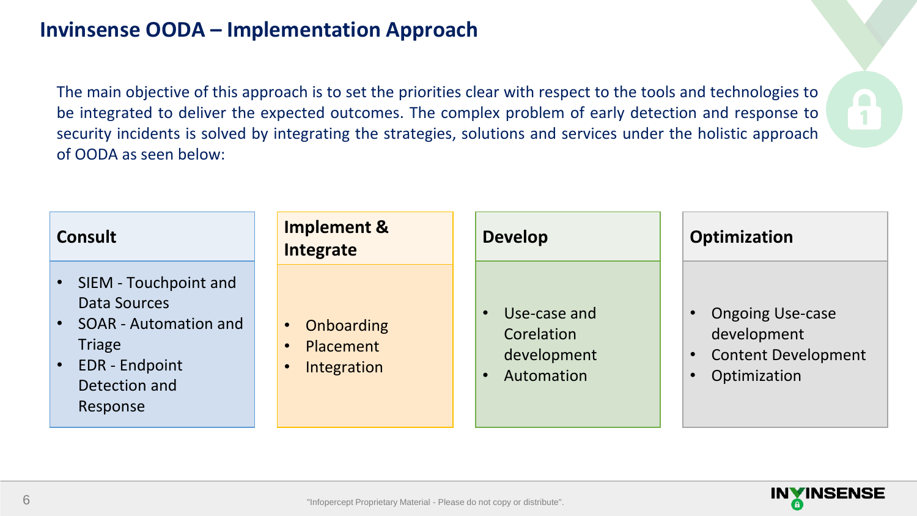# Invinsense OODA – Implementation Approach

The main objective of this approach is to set the priorities clear with respect to the tools and technologies to be integrated to deliver the expected outcomes. The complex problem of early detection and response to security incidents is solved by integrating the strategies, solutions and services under the holistic approach of OODA as seen below:

### Consult

- SIEM - Touchpoint and Data Sources
- SOAR - Automation and Triage
- EDR - Endpoint Detection and Response

### Implement & Integrate

- Onboarding
- Placement
- Integration

### Develop

- Use-case and Corelation development
- Automation

### Optimization

- Ongoing Use-case development
- Content Development
- Optimization

"Infopercept Proprietary Material - Please do not copy or distribute".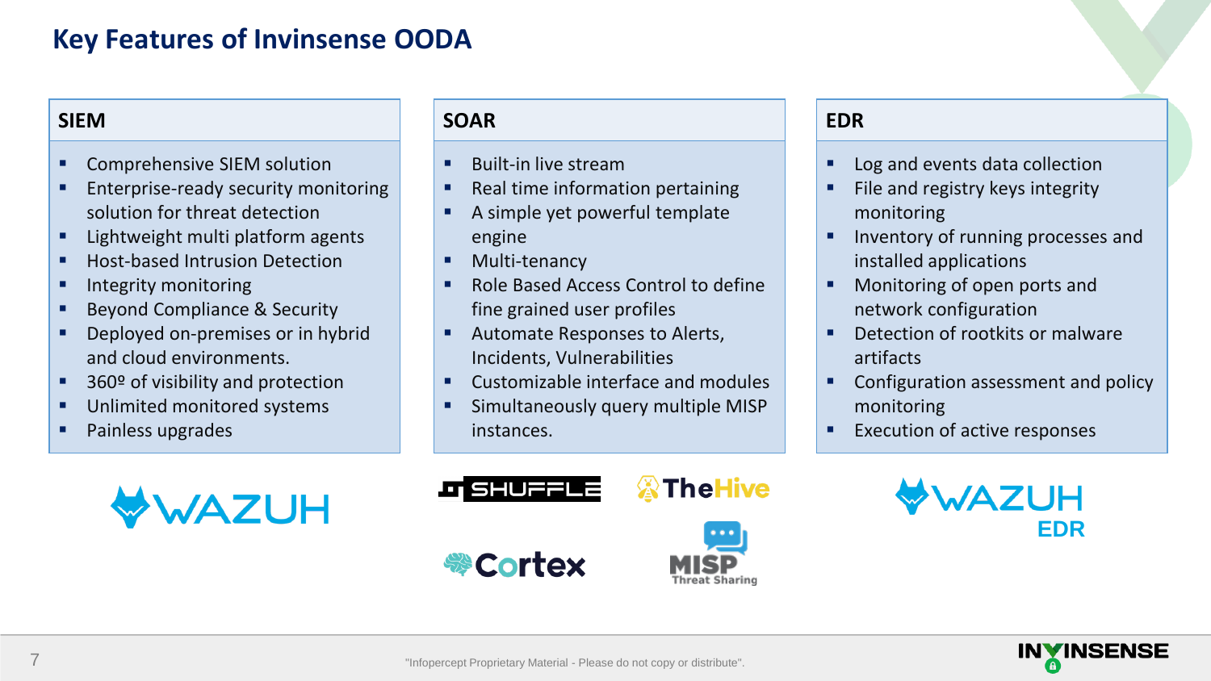# Key Features of Invinsense OODA

## SIEM

- Comprehensive SIEM solution
- Enterprise-ready security monitoring solution for threat detection
- Lightweight multi platform agents
- Host-based Intrusion Detection
- Integrity monitoring
- Beyond Compliance & Security
- Deployed on-premises or in hybrid and cloud environments.
- 360º of visibility and protection
- Unlimited monitored systems
- Painless upgrades

WAZUH

## SOAR

- Built-in live stream
- Real time information pertaining
- A simple yet powerful template engine
- Multi-tenancy
- Role Based Access Control to define fine grained user profiles
- Automate Responses to Alerts, Incidents, Vulnerabilities
- Customizable interface and modules
- Simultaneously query multiple MISP instances.

SHUFFLE · TheHive · Cortex · MISP Threat Sharing

## EDR

- Log and events data collection
- File and registry keys integrity monitoring
- Inventory of running processes and installed applications
- Monitoring of open ports and network configuration
- Detection of rootkits or malware artifacts
- Configuration assessment and policy monitoring
- Execution of active responses

WAZUH EDR

"Infopercept Proprietary Material - Please do not copy or distribute".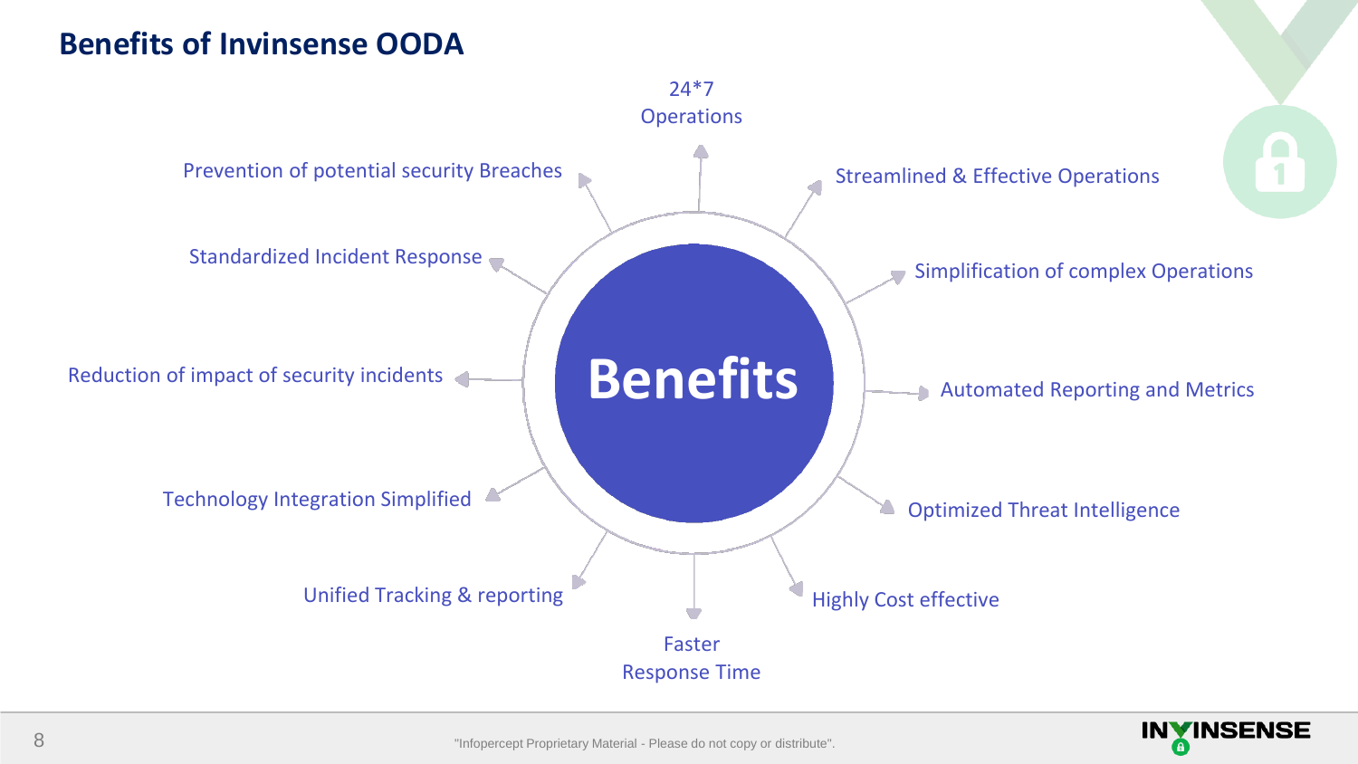# Benefits of Invinsense OODA

**Benefits**

- 24*7 Operations
- Streamlined & Effective Operations
- Simplification of complex Operations
- Automated Reporting and Metrics
- Optimized Threat Intelligence
- Highly Cost effective
- Faster Response Time
- Unified Tracking & reporting
- Technology Integration Simplified
- Reduction of impact of security incidents
- Standardized Incident Response
- Prevention of potential security Breaches

"Infopercept Proprietary Material - Please do not copy or distribute".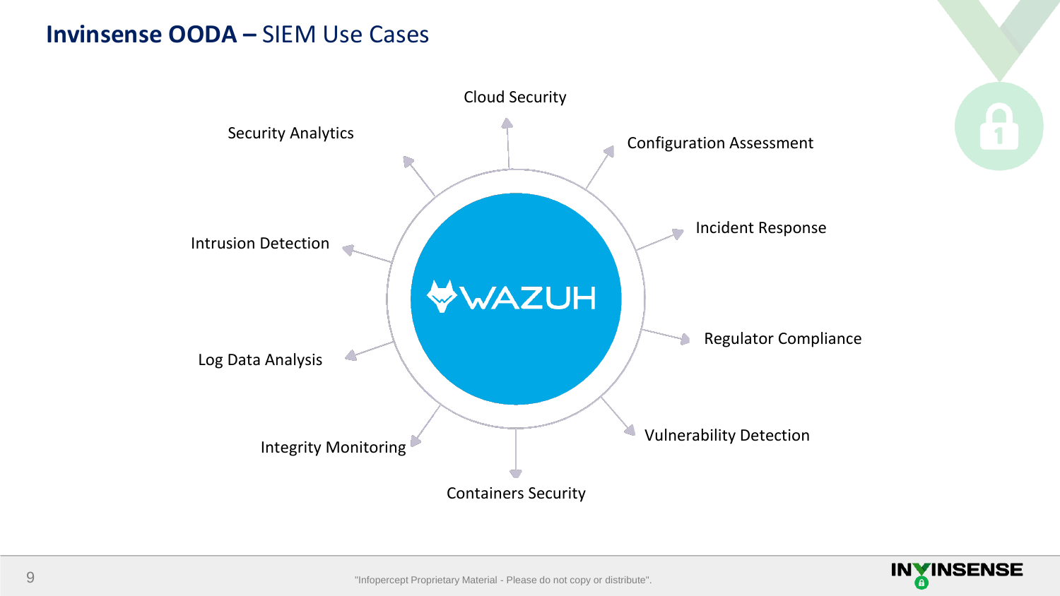# Invinsense OODA – SIEM Use Cases

WAZUH

- Cloud Security
- Configuration Assessment
- Incident Response
- Regulator Compliance
- Vulnerability Detection
- Containers Security
- Integrity Monitoring
- Log Data Analysis
- Intrusion Detection
- Security Analytics

"Infopercept Proprietary Material - Please do not copy or distribute".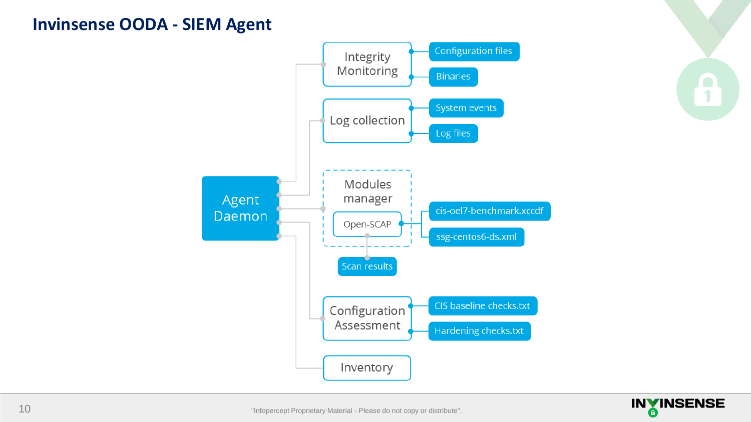# Invinsense OODA - SIEM Agent

- **Agent Daemon**
  - **Integrity Monitoring**
    - Configuration files
    - Binaries
  - **Log collection**
    - System events
    - Log files
  - **Modules manager**
    - **Open-SCAP**
      - cis-oel7-benchmark.xccdf
      - ssg-centos6-ds.xml
      - Scan results
  - **Configuration Assessment**
    - CIS baseline checks.txt
    - Hardening checks.txt
  - **Inventory**

"Infopercept Proprietary Material - Please do not copy or distribute".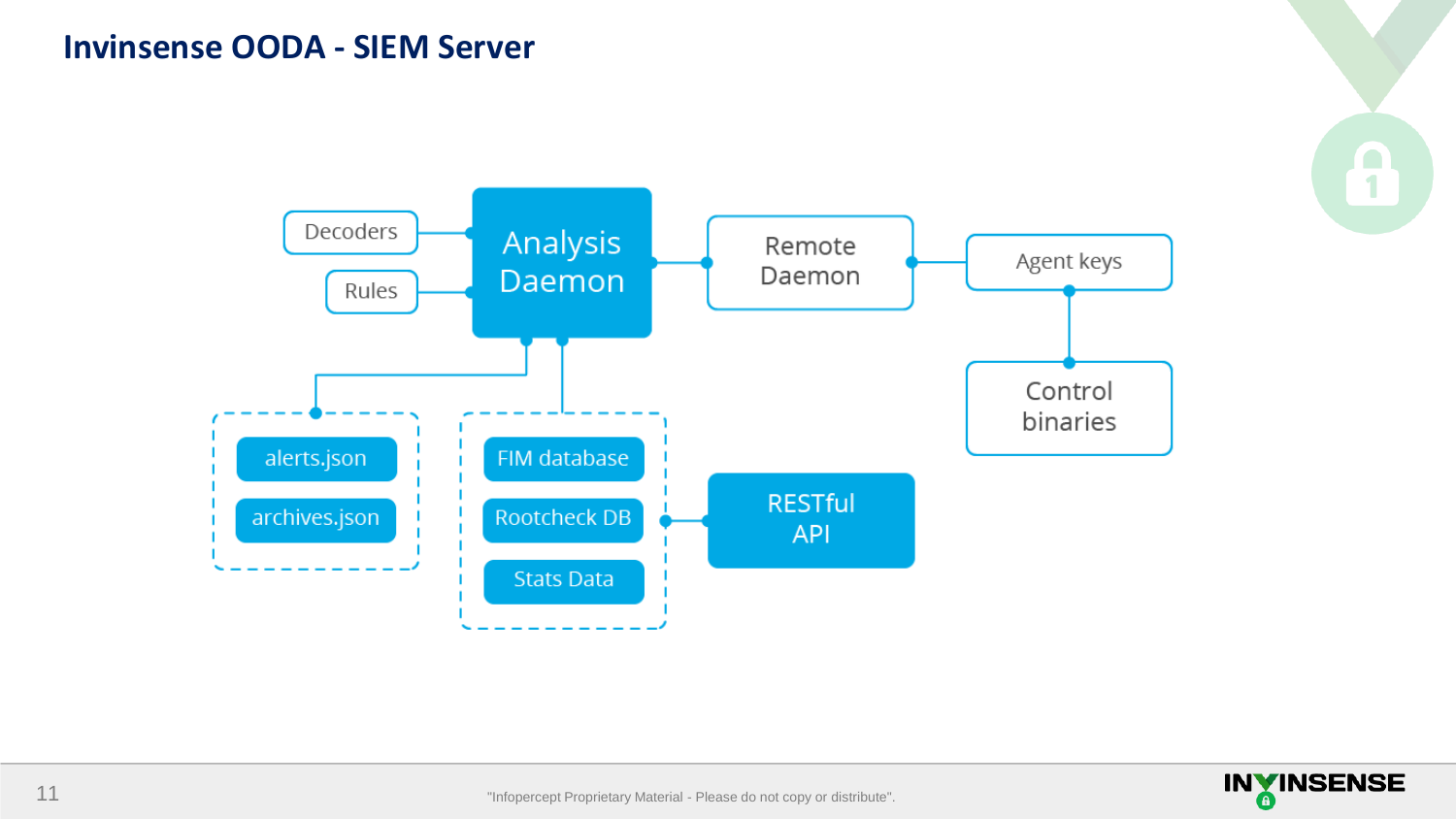# Invinsense OODA - SIEM Server

Decoders

Rules

Analysis Daemon

Remote Daemon

Agent keys

Control binaries

alerts.json

archives.json

FIM database

Rootcheck DB

Stats Data

RESTful API

"Infopercept Proprietary Material - Please do not copy or distribute".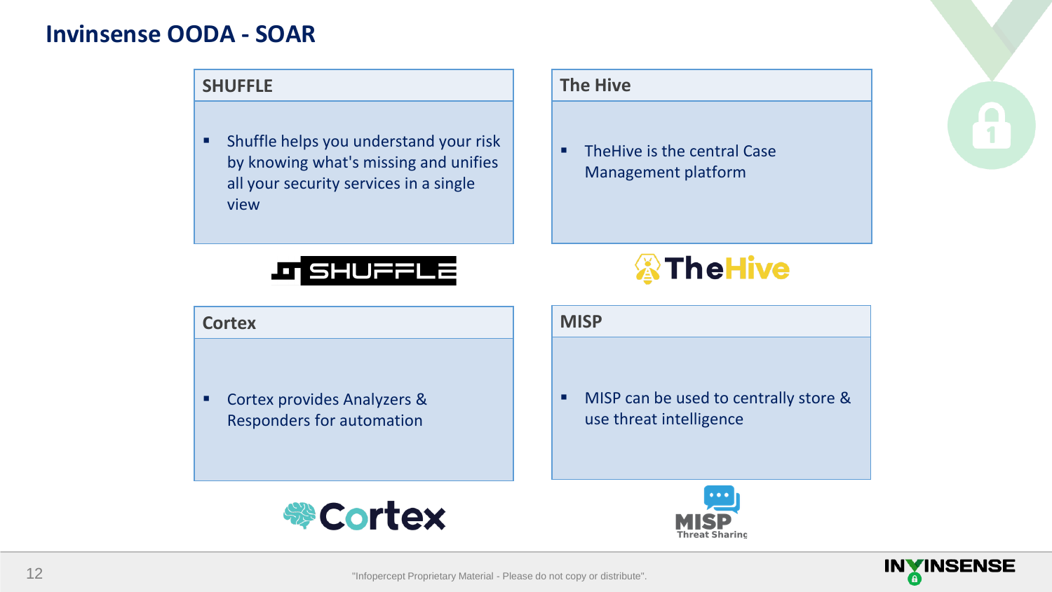# Invinsense OODA - SOAR

## SHUFFLE

- Shuffle helps you understand your risk by knowing what's missing and unifies all your security services in a single view

## The Hive

- TheHive is the central Case Management platform

## Cortex

- Cortex provides Analyzers & Responders for automation

## MISP

- MISP can be used to centrally store & use threat intelligence

"Infopercept Proprietary Material - Please do not copy or distribute".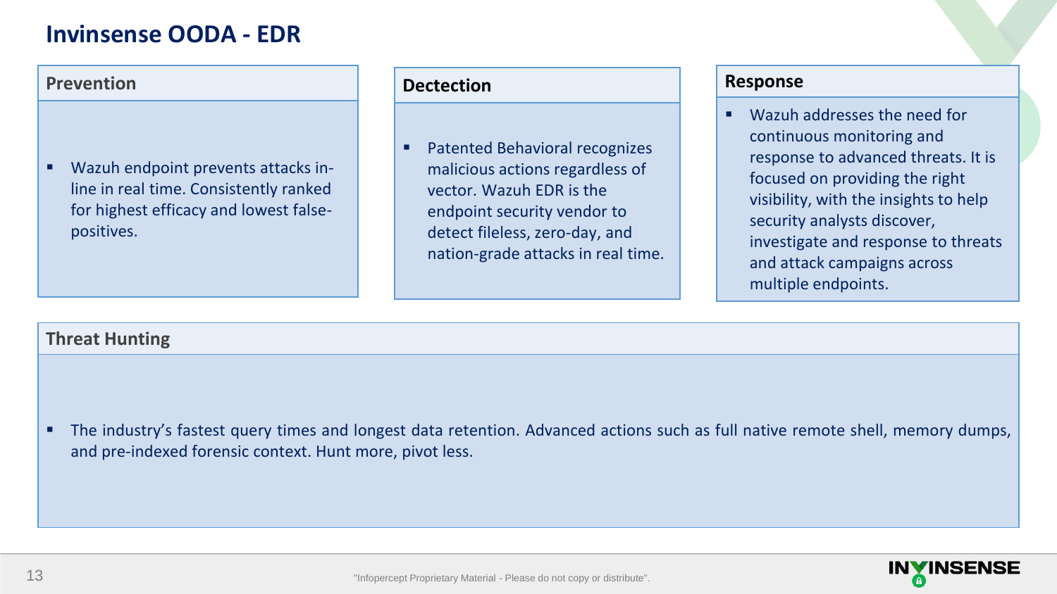# Invinsense OODA - EDR

## Prevention

- Wazuh endpoint prevents attacks in-line in real time. Consistently ranked for highest efficacy and lowest false-positives.

## Dectection

- Patented Behavioral recognizes malicious actions regardless of vector. Wazuh EDR is the endpoint security vendor to detect fileless, zero-day, and nation-grade attacks in real time.

## Response

- Wazuh addresses the need for continuous monitoring and response to advanced threats. It is focused on providing the right visibility, with the insights to help security analysts discover, investigate and response to threats and attack campaigns across multiple endpoints.

## Threat Hunting

- The industry's fastest query times and longest data retention. Advanced actions such as full native remote shell, memory dumps, and pre-indexed forensic context. Hunt more, pivot less.

"Infopercept Proprietary Material - Please do not copy or distribute".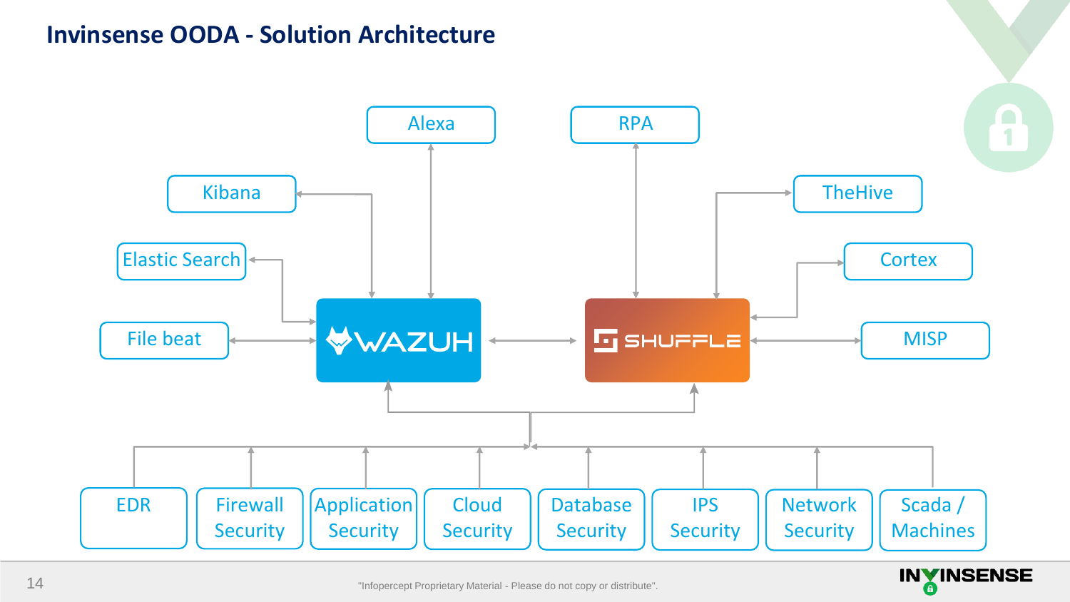# Invinsense OODA - Solution Architecture

- Alexa
- RPA
- Kibana
- TheHive
- Elastic Search
- Cortex
- File beat
- WAZUH
- SHUFFLE
- MISP
- EDR
- Firewall Security
- Application Security
- Cloud Security
- Database Security
- IPS Security
- Network Security
- Scada / Machines

"Infopercept Proprietary Material - Please do not copy or distribute".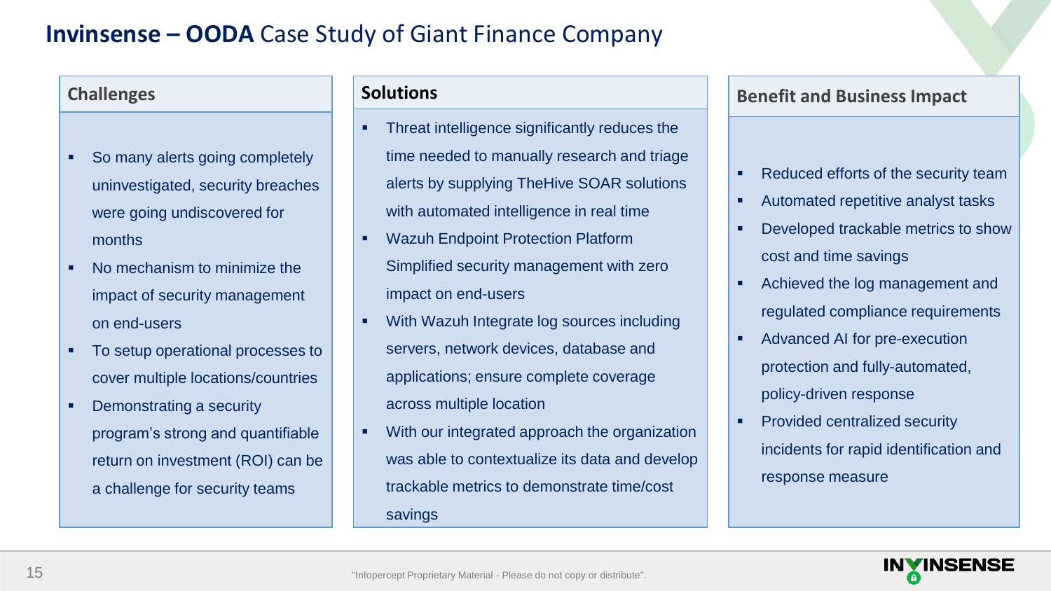# **Invinsense – OODA** Case Study of Giant Finance Company

## Challenges

- So many alerts going completely uninvestigated, security breaches were going undiscovered for months
- No mechanism to minimize the impact of security management on end-users
- To setup operational processes to cover multiple locations/countries
- Demonstrating a security program's strong and quantifiable return on investment (ROI) can be a challenge for security teams

## Solutions

- Threat intelligence significantly reduces the time needed to manually research and triage alerts by supplying TheHive SOAR solutions with automated intelligence in real time
- Wazuh Endpoint Protection Platform Simplified security management with zero impact on end-users
- With Wazuh Integrate log sources including servers, network devices, database and applications; ensure complete coverage across multiple location
- With our integrated approach the organization was able to contextualize its data and develop trackable metrics to demonstrate time/cost savings

## Benefit and Business Impact

- Reduced efforts of the security team
- Automated repetitive analyst tasks
- Developed trackable metrics to show cost and time savings
- Achieved the log management and regulated compliance requirements
- Advanced AI for pre-execution protection and fully-automated, policy-driven response
- Provided centralized security incidents for rapid identification and response measure

"Infopercept Proprietary Material - Please do not copy or distribute".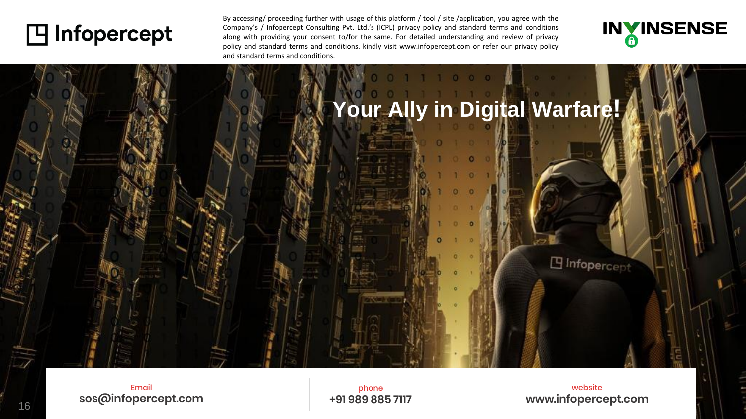Infopercept

By accessing/ proceeding further with usage of this platform / tool / site /application, you agree with the Company's / Infopercept Consulting Pvt. Ltd.'s (ICPL) privacy policy and standard terms and conditions along with providing your consent to/for the same. For detailed understanding and review of privacy policy and standard terms and conditions. kindly visit www.infopercept.com or refer our privacy policy and standard terms and conditions.

INVINSENSE

# Your Ally in Digital Warfare!

| Email | phone | website |
| --- | --- | --- |
| sos@infopercept.com | +91 989 885 7117 | www.infopercept.com |